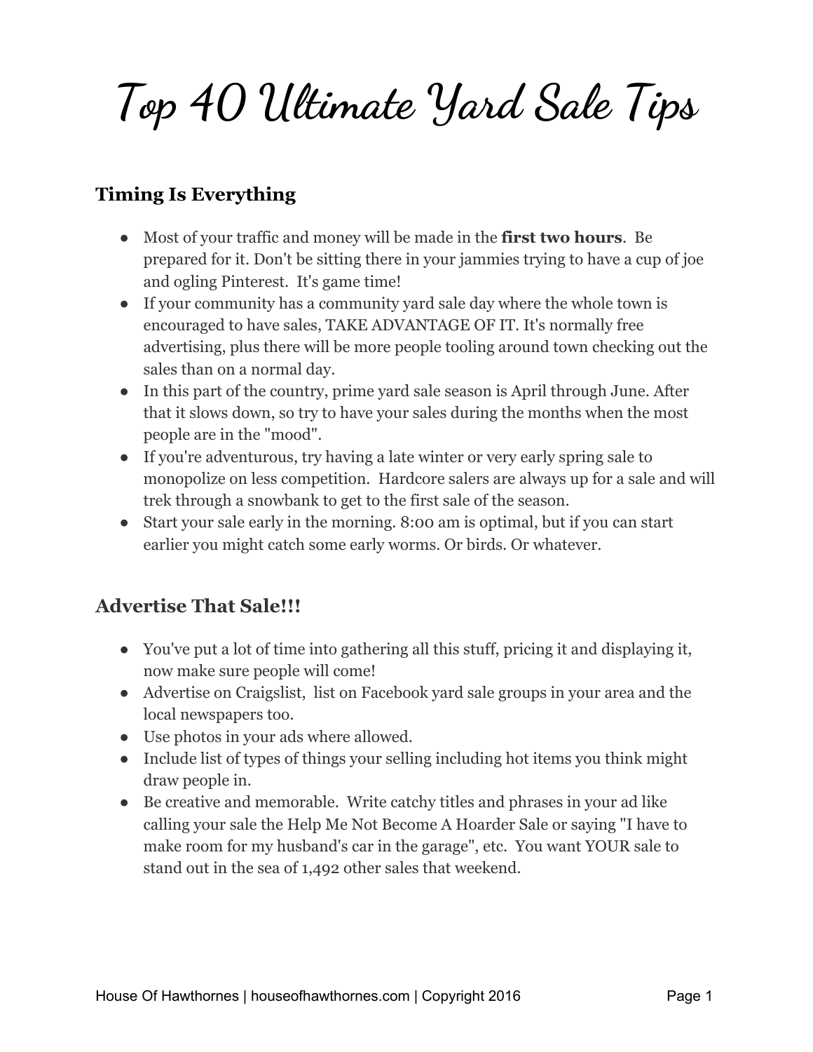# Top 40 Ultimate Yard Sale Tips

## Timing Is Everything

- Most of your traffic and money will be made in the **first two hours**. Be prepared for it. Don't be sitting there in your jammies trying to have a cup of joe and ogling Pinterest. It's game time!
- If your community has a community yard sale day where the whole town is encouraged to have sales, TAKE ADVANTAGE OF IT. It's normally free advertising, plus there will be more people tooling around town checking out the sales than on a normal day.
- In this part of the country, prime yard sale season is April through June. After that it slows down, so try to have your sales during the months when the most people are in the "mood".
- If you're adventurous, try having a late winter or very early spring sale to monopolize on less competition. Hardcore salers are always up for a sale and will trek through a snowbank to get to the first sale of the season.
- Start your sale early in the morning. 8:00 am is optimal, but if you can start earlier you might catch some early worms. Or birds. Or whatever.

## Advertise That Sale!!!

- You've put a lot of time into gathering all this stuff, pricing it and displaying it, now make sure people will come!
- Advertise on Craigslist, list on Facebook yard sale groups in your area and the local newspapers too.
- Use photos in your ads where allowed.
- Include list of types of things your selling including hot items you think might draw people in.
- Be creative and memorable. Write catchy titles and phrases in your ad like calling your sale the Help Me Not Become A Hoarder Sale or saying "I have to make room for my husband's car in the garage", etc. You want YOUR sale to stand out in the sea of 1,492 other sales that weekend.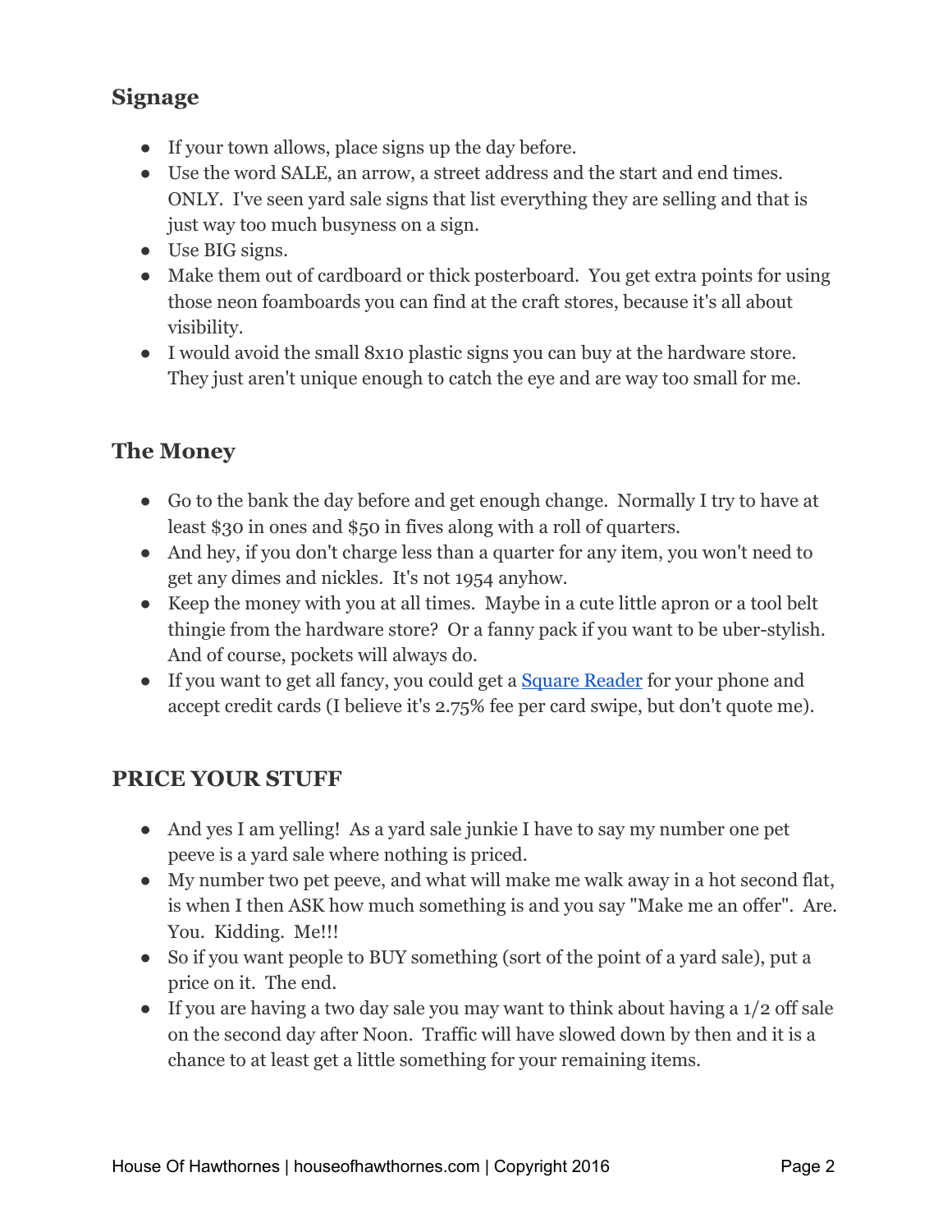## Signage

- If your town allows, place signs up the day before.
- Use the word SALE, an arrow, a street address and the start and end times. ONLY. I've seen yard sale signs that list everything they are selling and that is just way too much busyness on a sign.
- Use BIG signs.
- Make them out of cardboard or thick posterboard. You get extra points for using those neon foamboards you can find at the craft stores, because it's all about visibility.
- I would avoid the small 8x10 plastic signs you can buy at the hardware store. They just aren't unique enough to catch the eye and are way too small for me.

## The Money

- Go to the bank the day before and get enough change. Normally I try to have at least $30 in ones and $50 in fives along with a roll of quarters.
- And hey, if you don't charge less than a quarter for any item, you won't need to get any dimes and nickles. It's not 1954 anyhow.
- Keep the money with you at all times. Maybe in a cute little apron or a tool belt thingie from the hardware store? Or a fanny pack if you want to be uber-stylish. And of course, pockets will always do.
- If you want to get all fancy, you could get a [Square Reader]() for your phone and accept credit cards (I believe it's 2.75% fee per card swipe, but don't quote me).

## PRICE YOUR STUFF

- And yes I am yelling! As a yard sale junkie I have to say my number one pet peeve is a yard sale where nothing is priced.
- My number two pet peeve, and what will make me walk away in a hot second flat, is when I then ASK how much something is and you say "Make me an offer". Are. You. Kidding. Me!!!
- So if you want people to BUY something (sort of the point of a yard sale), put a price on it. The end.
- If you are having a two day sale you may want to think about having a 1/2 off sale on the second day after Noon. Traffic will have slowed down by then and it is a chance to at least get a little something for your remaining items.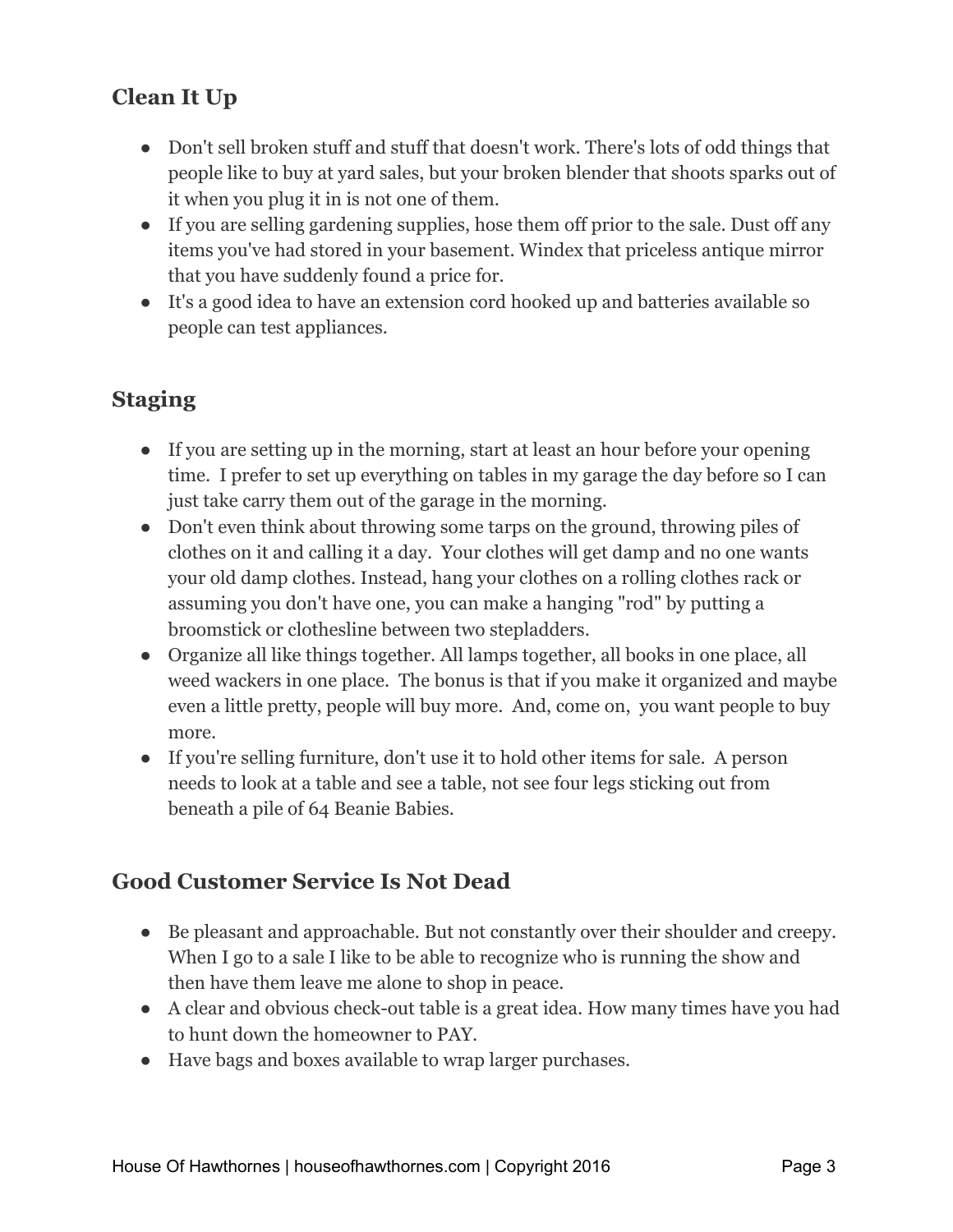## Clean It Up

- Don't sell broken stuff and stuff that doesn't work. There's lots of odd things that people like to buy at yard sales, but your broken blender that shoots sparks out of it when you plug it in is not one of them.
- If you are selling gardening supplies, hose them off prior to the sale. Dust off any items you've had stored in your basement. Windex that priceless antique mirror that you have suddenly found a price for.
- It's a good idea to have an extension cord hooked up and batteries available so people can test appliances.

## Staging

- If you are setting up in the morning, start at least an hour before your opening time. I prefer to set up everything on tables in my garage the day before so I can just take carry them out of the garage in the morning.
- Don't even think about throwing some tarps on the ground, throwing piles of clothes on it and calling it a day. Your clothes will get damp and no one wants your old damp clothes. Instead, hang your clothes on a rolling clothes rack or assuming you don't have one, you can make a hanging "rod" by putting a broomstick or clothesline between two stepladders.
- Organize all like things together. All lamps together, all books in one place, all weed wackers in one place. The bonus is that if you make it organized and maybe even a little pretty, people will buy more. And, come on, you want people to buy more.
- If you're selling furniture, don't use it to hold other items for sale. A person needs to look at a table and see a table, not see four legs sticking out from beneath a pile of 64 Beanie Babies.

## Good Customer Service Is Not Dead

- Be pleasant and approachable. But not constantly over their shoulder and creepy. When I go to a sale I like to be able to recognize who is running the show and then have them leave me alone to shop in peace.
- A clear and obvious check-out table is a great idea. How many times have you had to hunt down the homeowner to PAY.
- Have bags and boxes available to wrap larger purchases.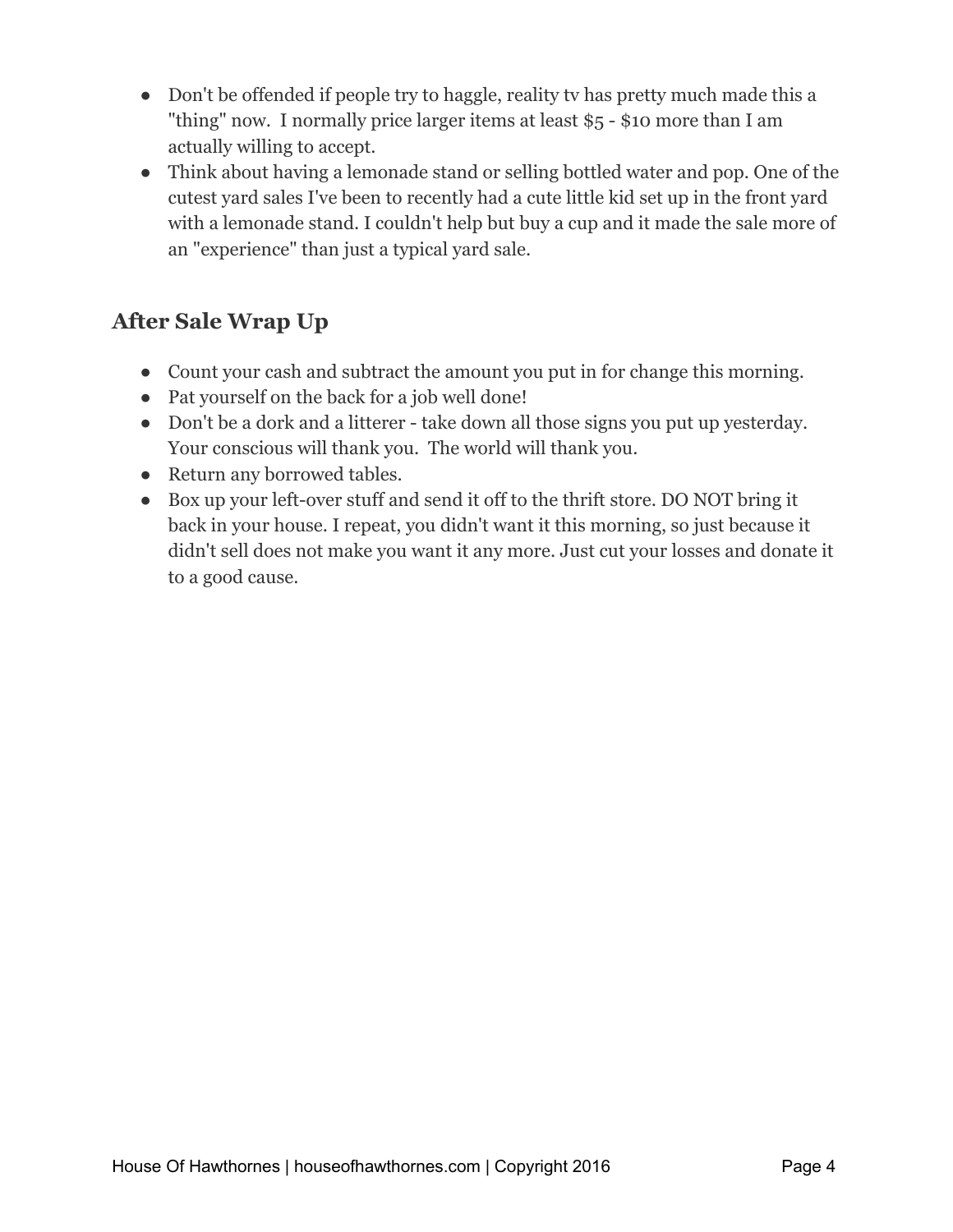- Don't be offended if people try to haggle, reality tv has pretty much made this a "thing" now.  I normally price larger items at least $5 - $10 more than I am actually willing to accept.
- Think about having a lemonade stand or selling bottled water and pop. One of the cutest yard sales I've been to recently had a cute little kid set up in the front yard with a lemonade stand. I couldn't help but buy a cup and it made the sale more of an "experience" than just a typical yard sale.

## After Sale Wrap Up

- Count your cash and subtract the amount you put in for change this morning.
- Pat yourself on the back for a job well done!
- Don't be a dork and a litterer - take down all those signs you put up yesterday. Your conscious will thank you.  The world will thank you.
- Return any borrowed tables.
- Box up your left-over stuff and send it off to the thrift store. DO NOT bring it back in your house. I repeat, you didn't want it this morning, so just because it didn't sell does not make you want it any more. Just cut your losses and donate it to a good cause.